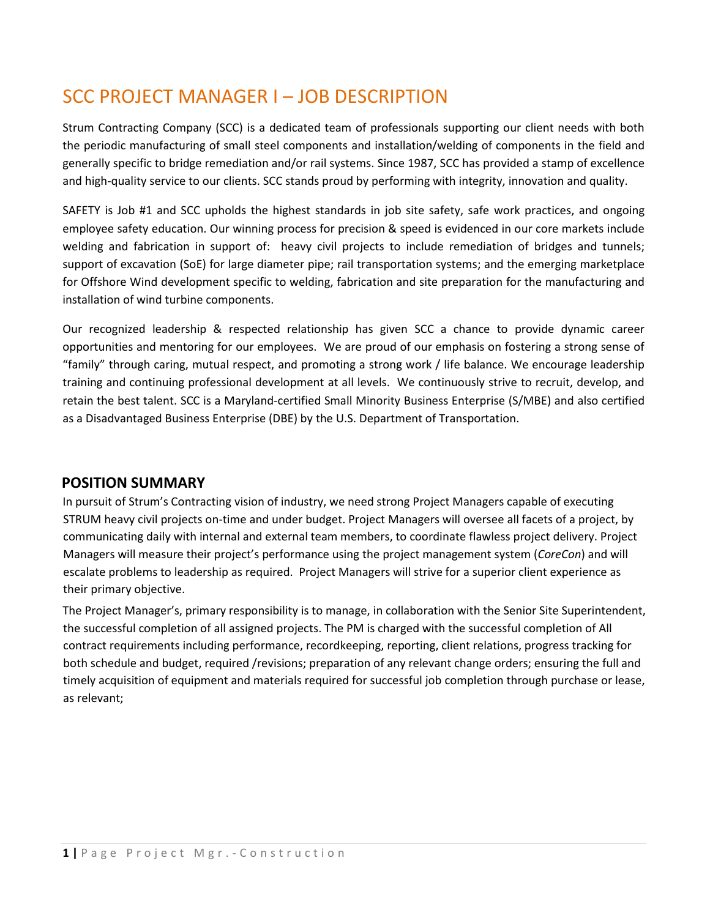# SCC PROJECT MANAGER I – JOB DESCRIPTION

Strum Contracting Company (SCC) is a dedicated team of professionals supporting our client needs with both the periodic manufacturing of small steel components and installation/welding of components in the field and generally specific to bridge remediation and/or rail systems. Since 1987, SCC has provided a stamp of excellence and high-quality service to our clients. SCC stands proud by performing with integrity, innovation and quality.

SAFETY is Job #1 and SCC upholds the highest standards in job site safety, safe work practices, and ongoing employee safety education. Our winning process for precision & speed is evidenced in our core markets include welding and fabrication in support of: heavy civil projects to include remediation of bridges and tunnels; support of excavation (SoE) for large diameter pipe; rail transportation systems; and the emerging marketplace for Offshore Wind development specific to welding, fabrication and site preparation for the manufacturing and installation of wind turbine components.

Our recognized leadership & respected relationship has given SCC a chance to provide dynamic career opportunities and mentoring for our employees. We are proud of our emphasis on fostering a strong sense of "family" through caring, mutual respect, and promoting a strong work / life balance. We encourage leadership training and continuing professional development at all levels. We continuously strive to recruit, develop, and retain the best talent. SCC is a Maryland-certified Small Minority Business Enterprise (S/MBE) and also certified as a Disadvantaged Business Enterprise (DBE) by the U.S. Department of Transportation.

## POSITION SUMMARY

In pursuit of Strum's Contracting vision of industry, we need strong Project Managers capable of executing STRUM heavy civil projects on-time and under budget. Project Managers will oversee all facets of a project, by communicating daily with internal and external team members, to coordinate flawless project delivery. Project Managers will measure their project's performance using the project management system (*CoreCon*) and will escalate problems to leadership as required. Project Managers will strive for a superior client experience as their primary objective.

The Project Manager's, primary responsibility is to manage, in collaboration with the Senior Site Superintendent, the successful completion of all assigned projects. The PM is charged with the successful completion of All contract requirements including performance, recordkeeping, reporting, client relations, progress tracking for both schedule and budget, required /revisions; preparation of any relevant change orders; ensuring the full and timely acquisition of equipment and materials required for successful job completion through purchase or lease, as relevant;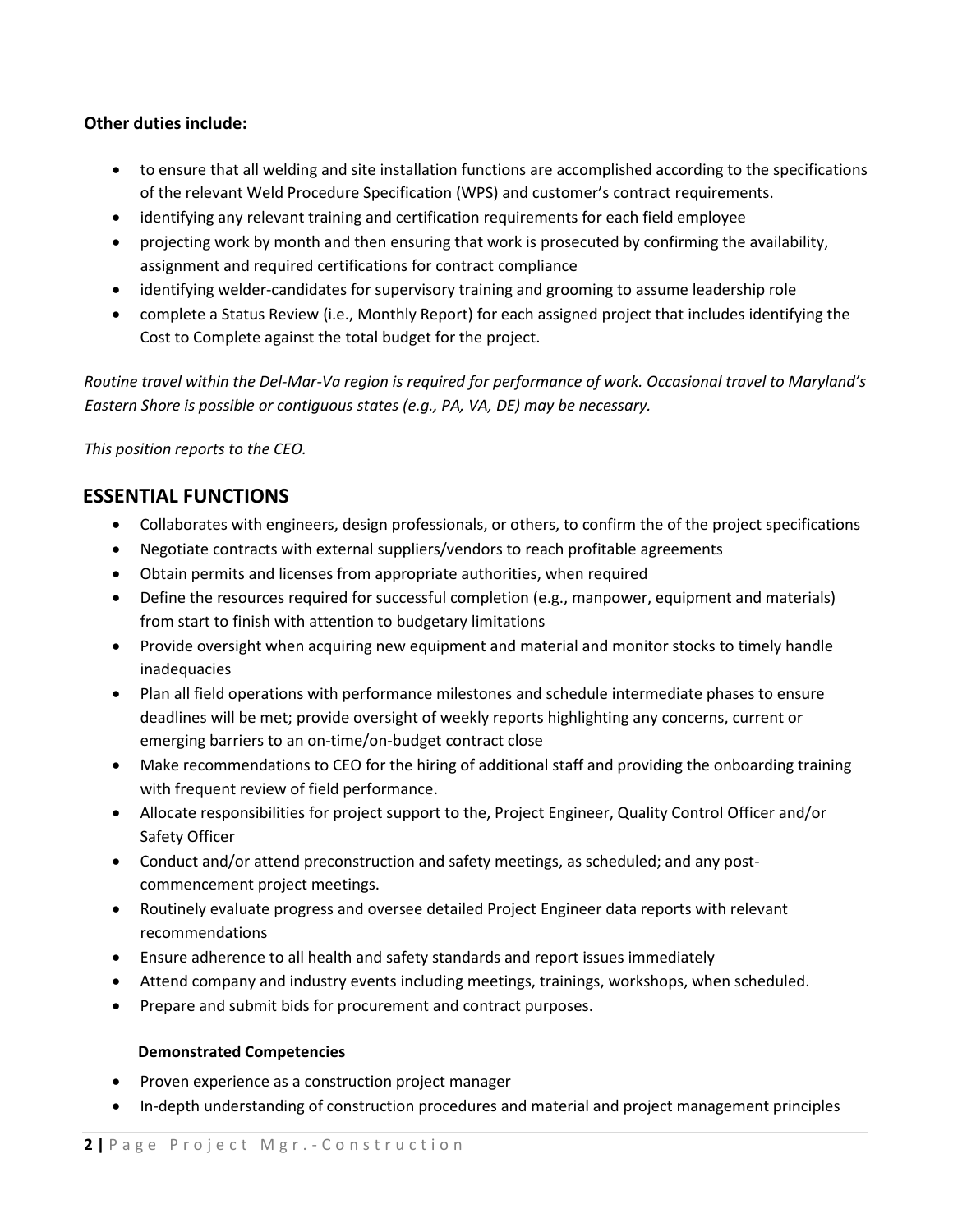**Other duties include:**

- to ensure that all welding and site installation functions are accomplished according to the specifications of the relevant Weld Procedure Specification (WPS) and customer's contract requirements.
- identifying any relevant training and certification requirements for each field employee
- projecting work by month and then ensuring that work is prosecuted by confirming the availability, assignment and required certifications for contract compliance
- identifying welder-candidates for supervisory training and grooming to assume leadership role
- complete a Status Review (i.e., Monthly Report) for each assigned project that includes identifying the Cost to Complete against the total budget for the project.

*Routine travel within the Del-Mar-Va region is required for performance of work. Occasional travel to Maryland's Eastern Shore is possible or contiguous states (e.g., PA, VA, DE) may be necessary.*

*This position reports to the CEO.*

## ESSENTIAL FUNCTIONS

- Collaborates with engineers, design professionals, or others, to confirm the of the project specifications
- Negotiate contracts with external suppliers/vendors to reach profitable agreements
- Obtain permits and licenses from appropriate authorities, when required
- Define the resources required for successful completion (e.g., manpower, equipment and materials) from start to finish with attention to budgetary limitations
- Provide oversight when acquiring new equipment and material and monitor stocks to timely handle inadequacies
- Plan all field operations with performance milestones and schedule intermediate phases to ensure deadlines will be met; provide oversight of weekly reports highlighting any concerns, current or emerging barriers to an on-time/on-budget contract close
- Make recommendations to CEO for the hiring of additional staff and providing the onboarding training with frequent review of field performance.
- Allocate responsibilities for project support to the, Project Engineer, Quality Control Officer and/or Safety Officer
- Conduct and/or attend preconstruction and safety meetings, as scheduled; and any post-commencement project meetings.
- Routinely evaluate progress and oversee detailed Project Engineer data reports with relevant recommendations
- Ensure adherence to all health and safety standards and report issues immediately
- Attend company and industry events including meetings, trainings, workshops, when scheduled.
- Prepare and submit bids for procurement and contract purposes.

**Demonstrated Competencies**

- Proven experience as a construction project manager
- In-depth understanding of construction procedures and material and project management principles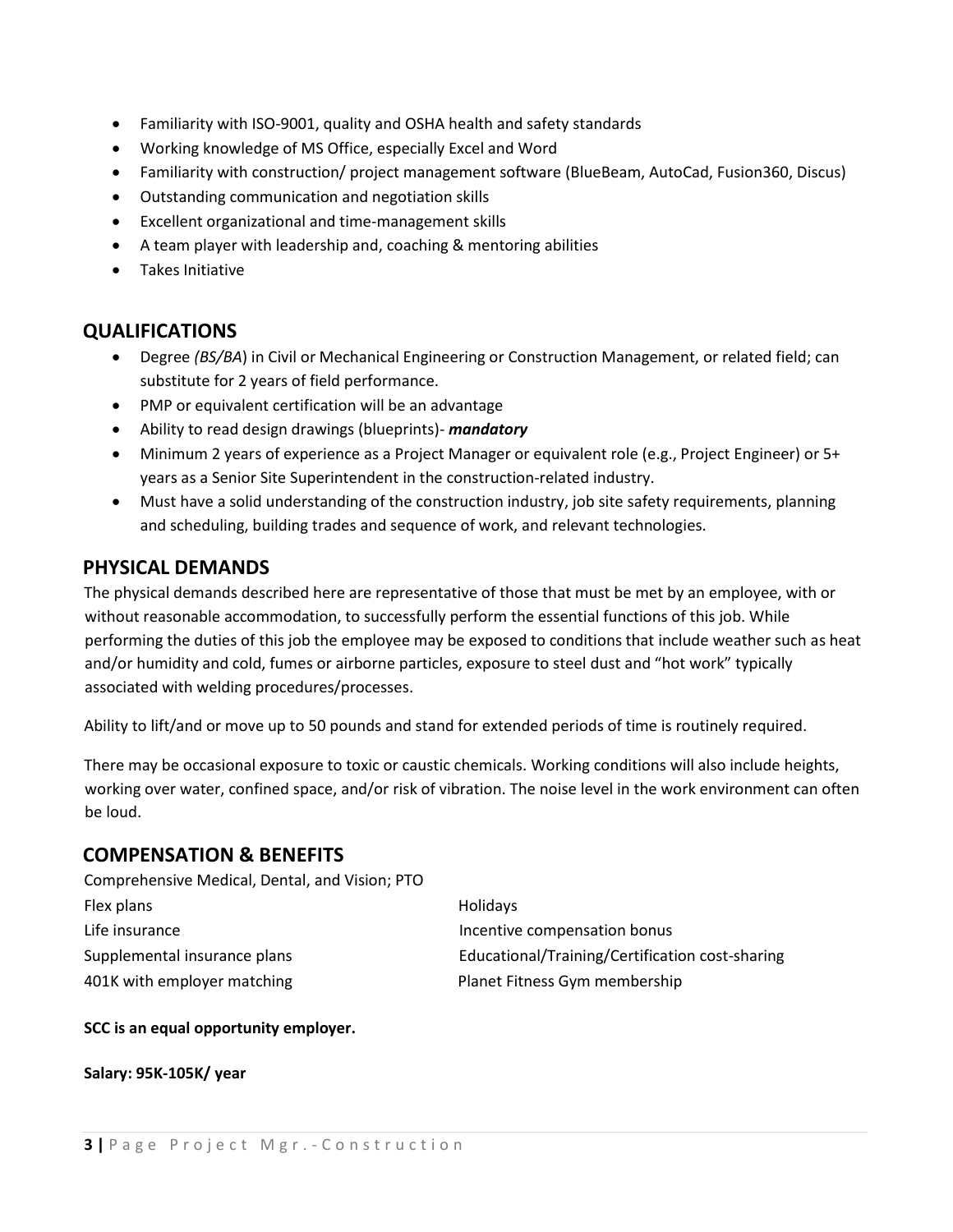- Familiarity with ISO-9001, quality and OSHA health and safety standards
- Working knowledge of MS Office, especially Excel and Word
- Familiarity with construction/ project management software (BlueBeam, AutoCad, Fusion360, Discus)
- Outstanding communication and negotiation skills
- Excellent organizational and time-management skills
- A team player with leadership and, coaching & mentoring abilities
- Takes Initiative

## QUALIFICATIONS

- Degree *(BS/BA*) in Civil or Mechanical Engineering or Construction Management, or related field; can substitute for 2 years of field performance.
- PMP or equivalent certification will be an advantage
- Ability to read design drawings (blueprints)- ***mandatory***
- Minimum 2 years of experience as a Project Manager or equivalent role (e.g., Project Engineer) or 5+ years as a Senior Site Superintendent in the construction-related industry.
- Must have a solid understanding of the construction industry, job site safety requirements, planning and scheduling, building trades and sequence of work, and relevant technologies.

## PHYSICAL DEMANDS

The physical demands described here are representative of those that must be met by an employee, with or without reasonable accommodation, to successfully perform the essential functions of this job. While performing the duties of this job the employee may be exposed to conditions that include weather such as heat and/or humidity and cold, fumes or airborne particles, exposure to steel dust and "hot work" typically associated with welding procedures/processes.

Ability to lift/and or move up to 50 pounds and stand for extended periods of time is routinely required.

There may be occasional exposure to toxic or caustic chemicals. Working conditions will also include heights, working over water, confined space, and/or risk of vibration. The noise level in the work environment can often be loud.

## COMPENSATION & BENEFITS

Comprehensive Medical, Dental, and Vision; PTO

| | |
|---|---|
| Flex plans | Holidays |
| Life insurance | Incentive compensation bonus |
| Supplemental insurance plans | Educational/Training/Certification cost-sharing |
| 401K with employer matching | Planet Fitness Gym membership |

**SCC is an equal opportunity employer.**

**Salary: 95K-105K/ year**